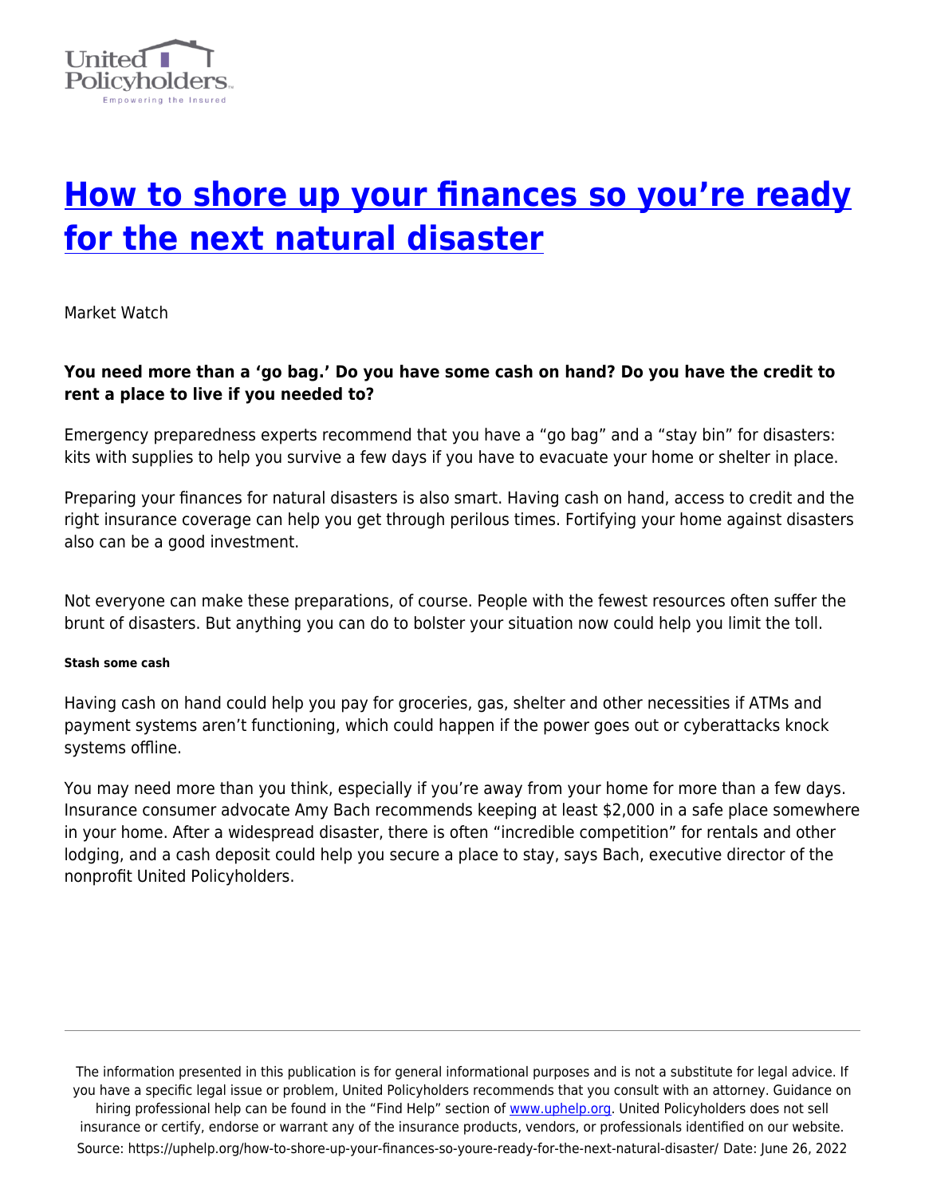# How to shore up your finances so you’re ready for the next natural disaster

Market Watch

**You need more than a ‘go bag.’ Do you have some cash on hand? Do you have the credit to rent a place to live if you needed to?**

Emergency preparedness experts recommend that you have a “go bag” and a “stay bin” for disasters: kits with supplies to help you survive a few days if you have to evacuate your home or shelter in place.

Preparing your finances for natural disasters is also smart. Having cash on hand, access to credit and the right insurance coverage can help you get through perilous times. Fortifying your home against disasters also can be a good investment.

Not everyone can make these preparations, of course. People with the fewest resources often suffer the brunt of disasters. But anything you can do to bolster your situation now could help you limit the toll.

##### Stash some cash

Having cash on hand could help you pay for groceries, gas, shelter and other necessities if ATMs and payment systems aren’t functioning, which could happen if the power goes out or cyberattacks knock systems offline.

You may need more than you think, especially if you’re away from your home for more than a few days. Insurance consumer advocate Amy Bach recommends keeping at least $2,000 in a safe place somewhere in your home. After a widespread disaster, there is often “incredible competition” for rentals and other lodging, and a cash deposit could help you secure a place to stay, says Bach, executive director of the nonprofit United Policyholders.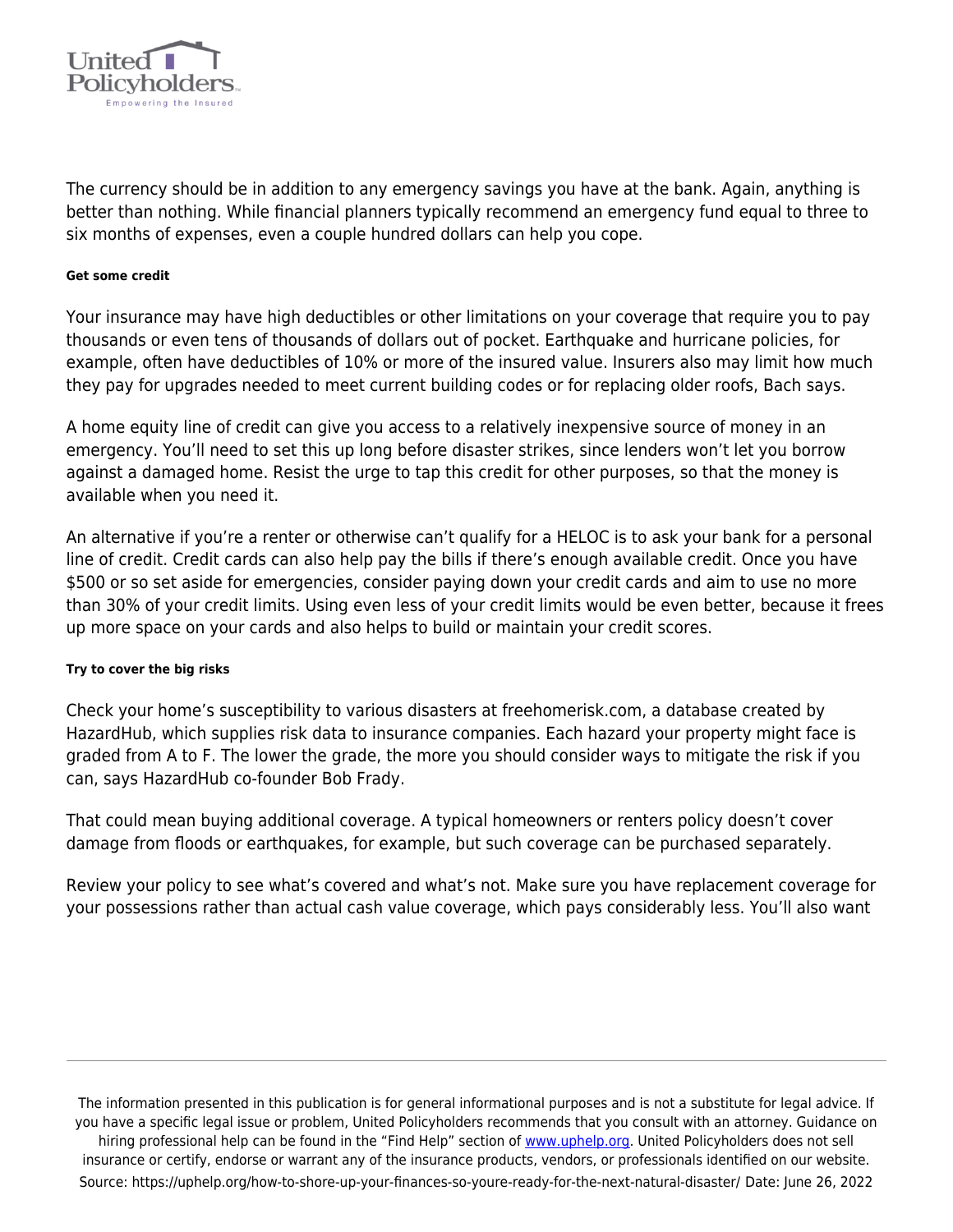The currency should be in addition to any emergency savings you have at the bank. Again, anything is better than nothing. While financial planners typically recommend an emergency fund equal to three to six months of expenses, even a couple hundred dollars can help you cope.

#### Get some credit

Your insurance may have high deductibles or other limitations on your coverage that require you to pay thousands or even tens of thousands of dollars out of pocket. Earthquake and hurricane policies, for example, often have deductibles of 10% or more of the insured value. Insurers also may limit how much they pay for upgrades needed to meet current building codes or for replacing older roofs, Bach says.

A home equity line of credit can give you access to a relatively inexpensive source of money in an emergency. You'll need to set this up long before disaster strikes, since lenders won't let you borrow against a damaged home. Resist the urge to tap this credit for other purposes, so that the money is available when you need it.

An alternative if you're a renter or otherwise can't qualify for a HELOC is to ask your bank for a personal line of credit. Credit cards can also help pay the bills if there's enough available credit. Once you have $500 or so set aside for emergencies, consider paying down your credit cards and aim to use no more than 30% of your credit limits. Using even less of your credit limits would be even better, because it frees up more space on your cards and also helps to build or maintain your credit scores.

#### Try to cover the big risks

Check your home's susceptibility to various disasters at freehomerisk.com, a database created by HazardHub, which supplies risk data to insurance companies. Each hazard your property might face is graded from A to F. The lower the grade, the more you should consider ways to mitigate the risk if you can, says HazardHub co-founder Bob Frady.

That could mean buying additional coverage. A typical homeowners or renters policy doesn't cover damage from floods or earthquakes, for example, but such coverage can be purchased separately.

Review your policy to see what's covered and what's not. Make sure you have replacement coverage for your possessions rather than actual cash value coverage, which pays considerably less. You'll also want

The information presented in this publication is for general informational purposes and is not a substitute for legal advice. If you have a specific legal issue or problem, United Policyholders recommends that you consult with an attorney. Guidance on hiring professional help can be found in the "Find Help" section of www.uphelp.org. United Policyholders does not sell insurance or certify, endorse or warrant any of the insurance products, vendors, or professionals identified on our website.
Source: https://uphelp.org/how-to-shore-up-your-finances-so-youre-ready-for-the-next-natural-disaster/ Date: June 26, 2022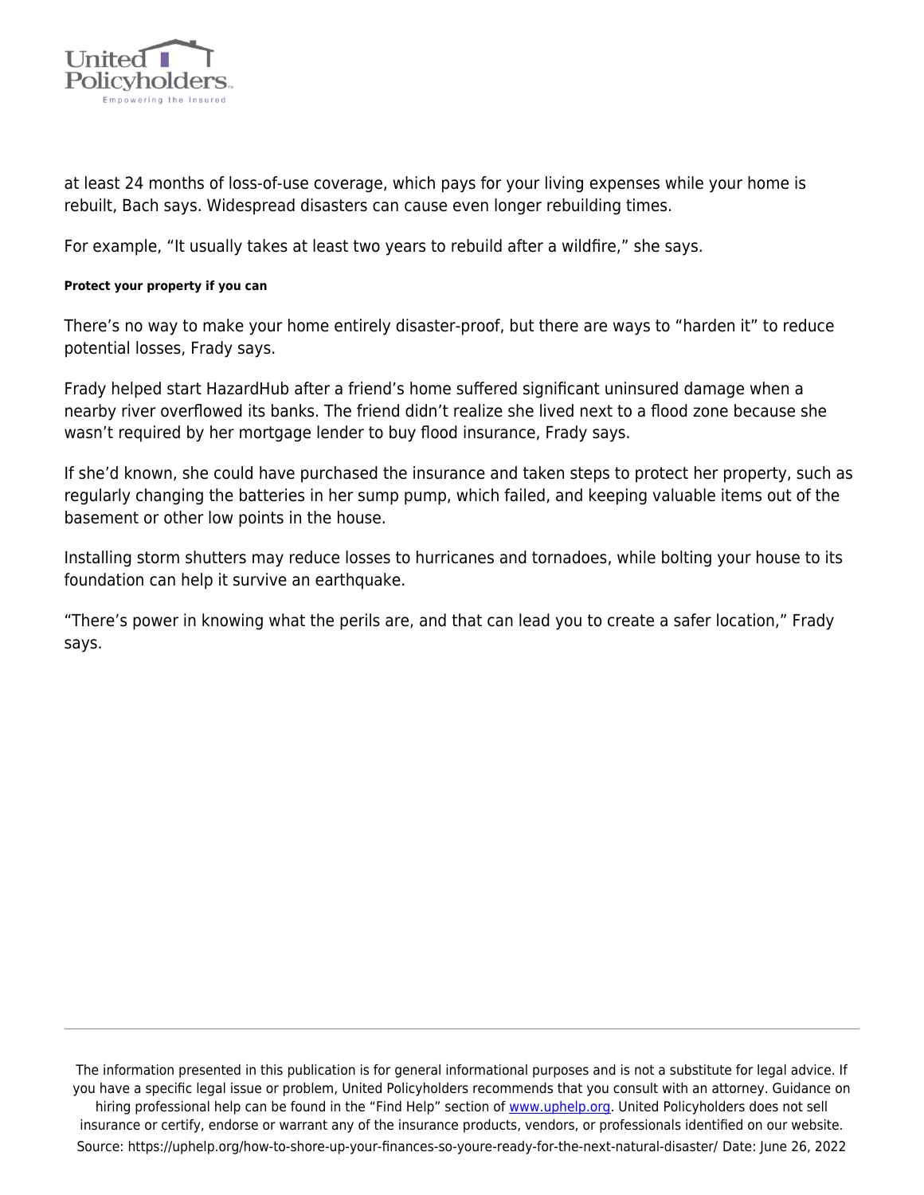at least 24 months of loss-of-use coverage, which pays for your living expenses while your home is rebuilt, Bach says. Widespread disasters can cause even longer rebuilding times.

For example, "It usually takes at least two years to rebuild after a wildfire," she says.

#### Protect your property if you can

There's no way to make your home entirely disaster-proof, but there are ways to "harden it" to reduce potential losses, Frady says.

Frady helped start HazardHub after a friend's home suffered significant uninsured damage when a nearby river overflowed its banks. The friend didn't realize she lived next to a flood zone because she wasn't required by her mortgage lender to buy flood insurance, Frady says.

If she'd known, she could have purchased the insurance and taken steps to protect her property, such as regularly changing the batteries in her sump pump, which failed, and keeping valuable items out of the basement or other low points in the house.

Installing storm shutters may reduce losses to hurricanes and tornadoes, while bolting your house to its foundation can help it survive an earthquake.

"There's power in knowing what the perils are, and that can lead you to create a safer location," Frady says.